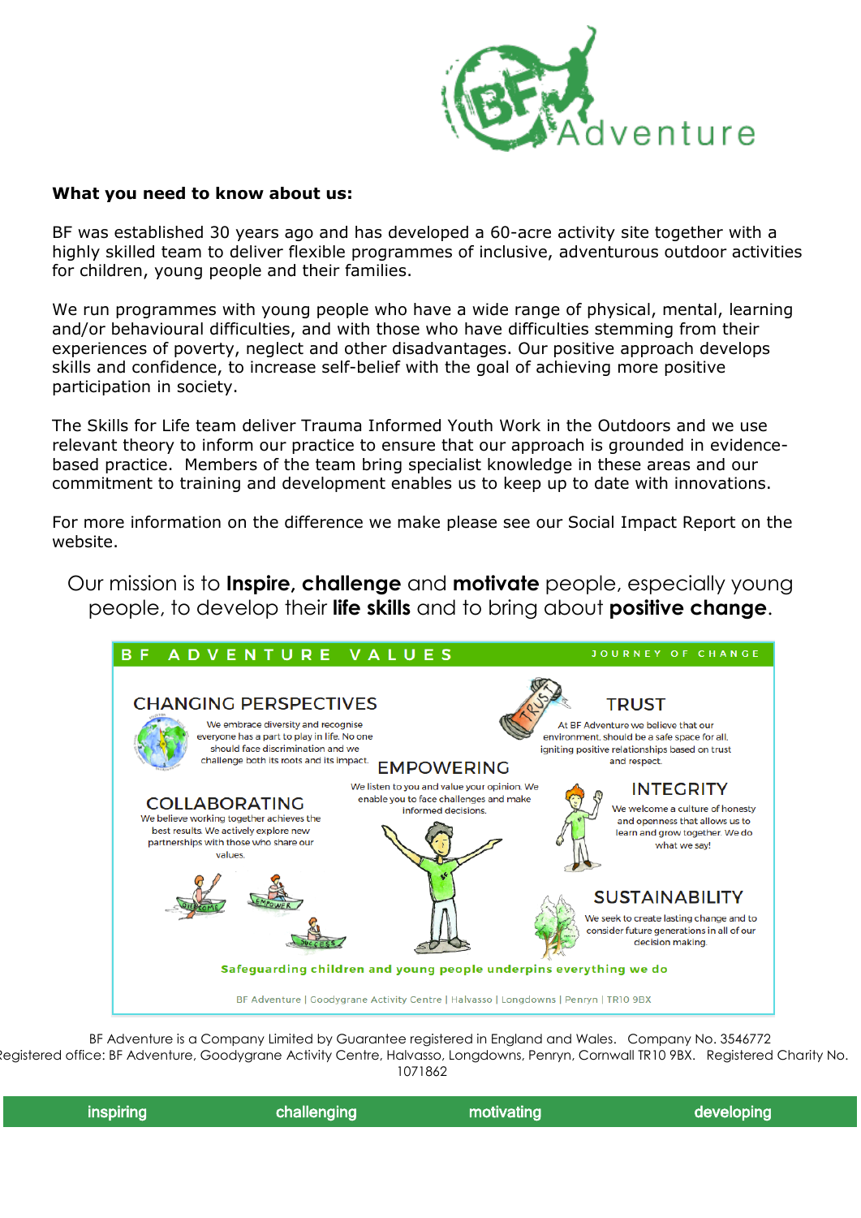BF Adventure

**What you need to know about us:**

BF was established 30 years ago and has developed a 60-acre activity site together with a highly skilled team to deliver flexible programmes of inclusive, adventurous outdoor activities for children, young people and their families.

We run programmes with young people who have a wide range of physical, mental, learning and/or behavioural difficulties, and with those who have difficulties stemming from their experiences of poverty, neglect and other disadvantages. Our positive approach develops skills and confidence, to increase self-belief with the goal of achieving more positive participation in society.

The Skills for Life team deliver Trauma Informed Youth Work in the Outdoors and we use relevant theory to inform our practice to ensure that our approach is grounded in evidence-based practice. Members of the team bring specialist knowledge in these areas and our commitment to training and development enables us to keep up to date with innovations.

For more information on the difference we make please see our Social Impact Report on the website.

Our mission is to **Inspire**, **challenge** and **motivate** people, especially young people, to develop their **life skills** and to bring about **positive change**.

## BF ADVENTURE VALUES

JOURNEY OF CHANGE

### CHANGING PERSPECTIVES

We embrace diversity and recognise everyone has a part to play in life. No one should face discrimination and we challenge both its roots and its impact.

### TRUST

At BF Adventure we believe that our environment, should be a safe space for all, igniting positive relationships based on trust and respect.

### EMPOWERING

We listen to you and value your opinion. We enable you to face challenges and make informed decisions.

### COLLABORATING

We believe working together achieves the best results. We actively explore new partnerships with those who share our values.

### INTEGRITY

We welcome a culture of honesty and openness that allows us to learn and grow together. We do what we say!

### SUSTAINABILITY

We seek to create lasting change and to consider future generations in all of our decision making.

**Safeguarding children and young people underpins everything we do**

BF Adventure | Goodygrane Activity Centre | Halvasso | Longdowns | Penryn | TR10 9BX

BF Adventure is a Company Limited by Guarantee registered in England and Wales. Company No. 3546772
Registered office: BF Adventure, Goodygrane Activity Centre, Halvasso, Longdowns, Penryn, Cornwall TR10 9BX. Registered Charity No. 1071862

inspiring | challenging | motivating | developing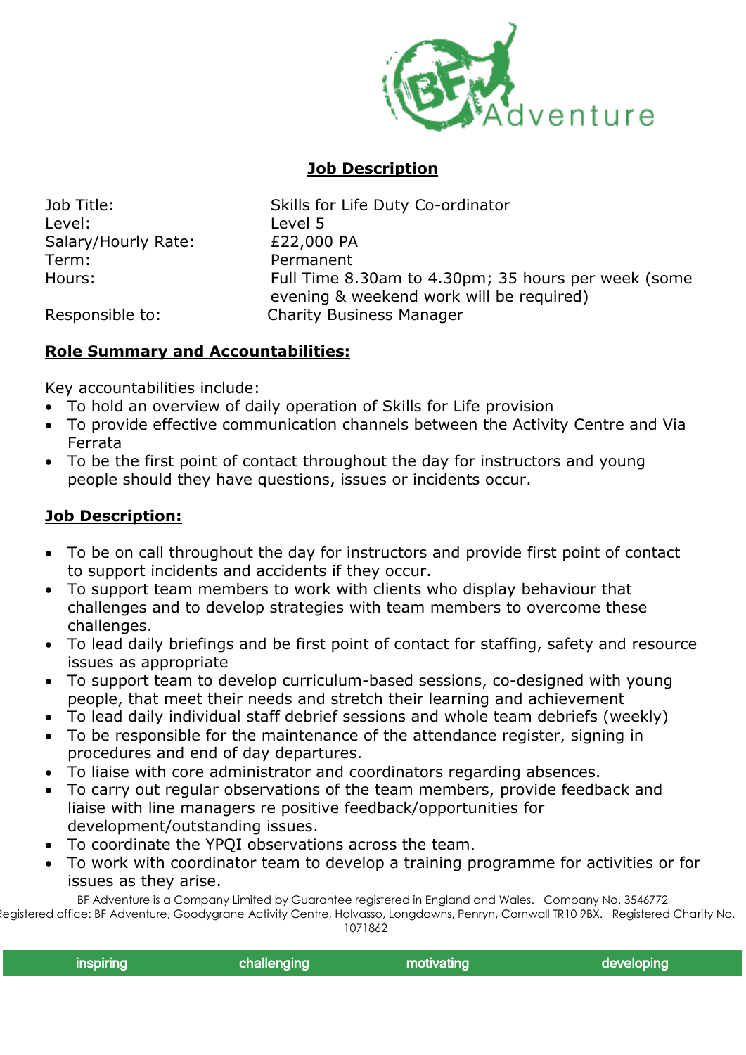## Job Description

| | |
|---|---|
| Job Title: | Skills for Life Duty Co-ordinator |
| Level: | Level 5 |
| Salary/Hourly Rate: | £22,000 PA |
| Term: | Permanent |
| Hours: | Full Time 8.30am to 4.30pm; 35 hours per week (some evening & weekend work will be required) |
| Responsible to: | Charity Business Manager |

### Role Summary and Accountabilities:

Key accountabilities include:

- To hold an overview of daily operation of Skills for Life provision
- To provide effective communication channels between the Activity Centre and Via Ferrata
- To be the first point of contact throughout the day for instructors and young people should they have questions, issues or incidents occur.

### Job Description:

- To be on call throughout the day for instructors and provide first point of contact to support incidents and accidents if they occur.
- To support team members to work with clients who display behaviour that challenges and to develop strategies with team members to overcome these challenges.
- To lead daily briefings and be first point of contact for staffing, safety and resource issues as appropriate
- To support team to develop curriculum-based sessions, co-designed with young people, that meet their needs and stretch their learning and achievement
- To lead daily individual staff debrief sessions and whole team debriefs (weekly)
- To be responsible for the maintenance of the attendance register, signing in procedures and end of day departures.
- To liaise with core administrator and coordinators regarding absences.
- To carry out regular observations of the team members, provide feedback and liaise with line managers re positive feedback/opportunities for development/outstanding issues.
- To coordinate the YPQI observations across the team.
- To work with coordinator team to develop a training programme for activities or for issues as they arise.

BF Adventure is a Company Limited by Guarantee registered in England and Wales. Company No. 3546772
Registered office: BF Adventure, Goodygrane Activity Centre, Halvasso, Longdowns, Penryn, Cornwall TR10 9BX. Registered Charity No. 1071862

inspiring challenging motivating developing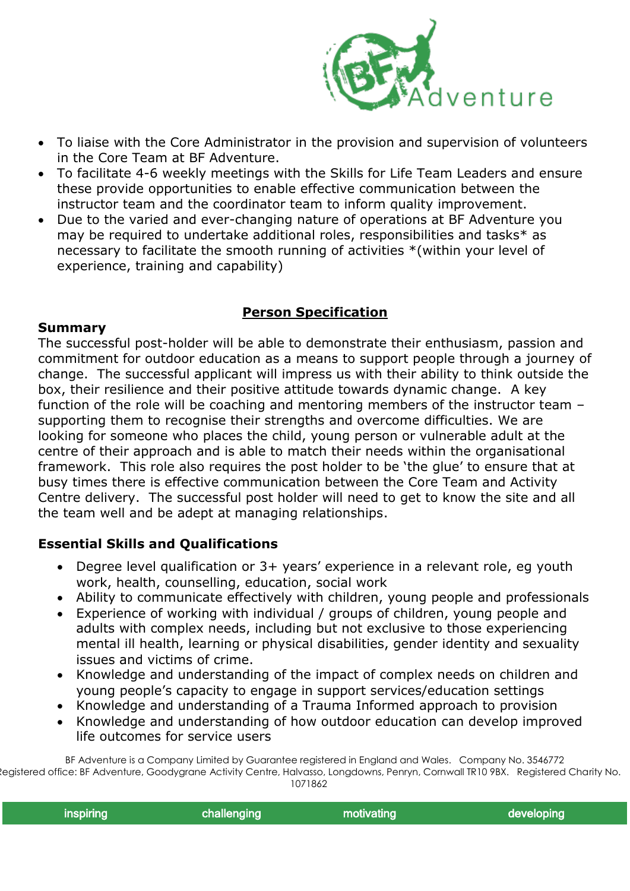- To liaise with the Core Administrator in the provision and supervision of volunteers in the Core Team at BF Adventure.
- To facilitate 4-6 weekly meetings with the Skills for Life Team Leaders and ensure these provide opportunities to enable effective communication between the instructor team and the coordinator team to inform quality improvement.
- Due to the varied and ever-changing nature of operations at BF Adventure you may be required to undertake additional roles, responsibilities and tasks* as necessary to facilitate the smooth running of activities *(within your level of experience, training and capability)

## Person Specification

### Summary

The successful post-holder will be able to demonstrate their enthusiasm, passion and commitment for outdoor education as a means to support people through a journey of change. The successful applicant will impress us with their ability to think outside the box, their resilience and their positive attitude towards dynamic change. A key function of the role will be coaching and mentoring members of the instructor team – supporting them to recognise their strengths and overcome difficulties. We are looking for someone who places the child, young person or vulnerable adult at the centre of their approach and is able to match their needs within the organisational framework. This role also requires the post holder to be 'the glue' to ensure that at busy times there is effective communication between the Core Team and Activity Centre delivery. The successful post holder will need to get to know the site and all the team well and be adept at managing relationships.

### Essential Skills and Qualifications

- Degree level qualification or 3+ years' experience in a relevant role, eg youth work, health, counselling, education, social work
- Ability to communicate effectively with children, young people and professionals
- Experience of working with individual / groups of children, young people and adults with complex needs, including but not exclusive to those experiencing mental ill health, learning or physical disabilities, gender identity and sexuality issues and victims of crime.
- Knowledge and understanding of the impact of complex needs on children and young people's capacity to engage in support services/education settings
- Knowledge and understanding of a Trauma Informed approach to provision
- Knowledge and understanding of how outdoor education can develop improved life outcomes for service users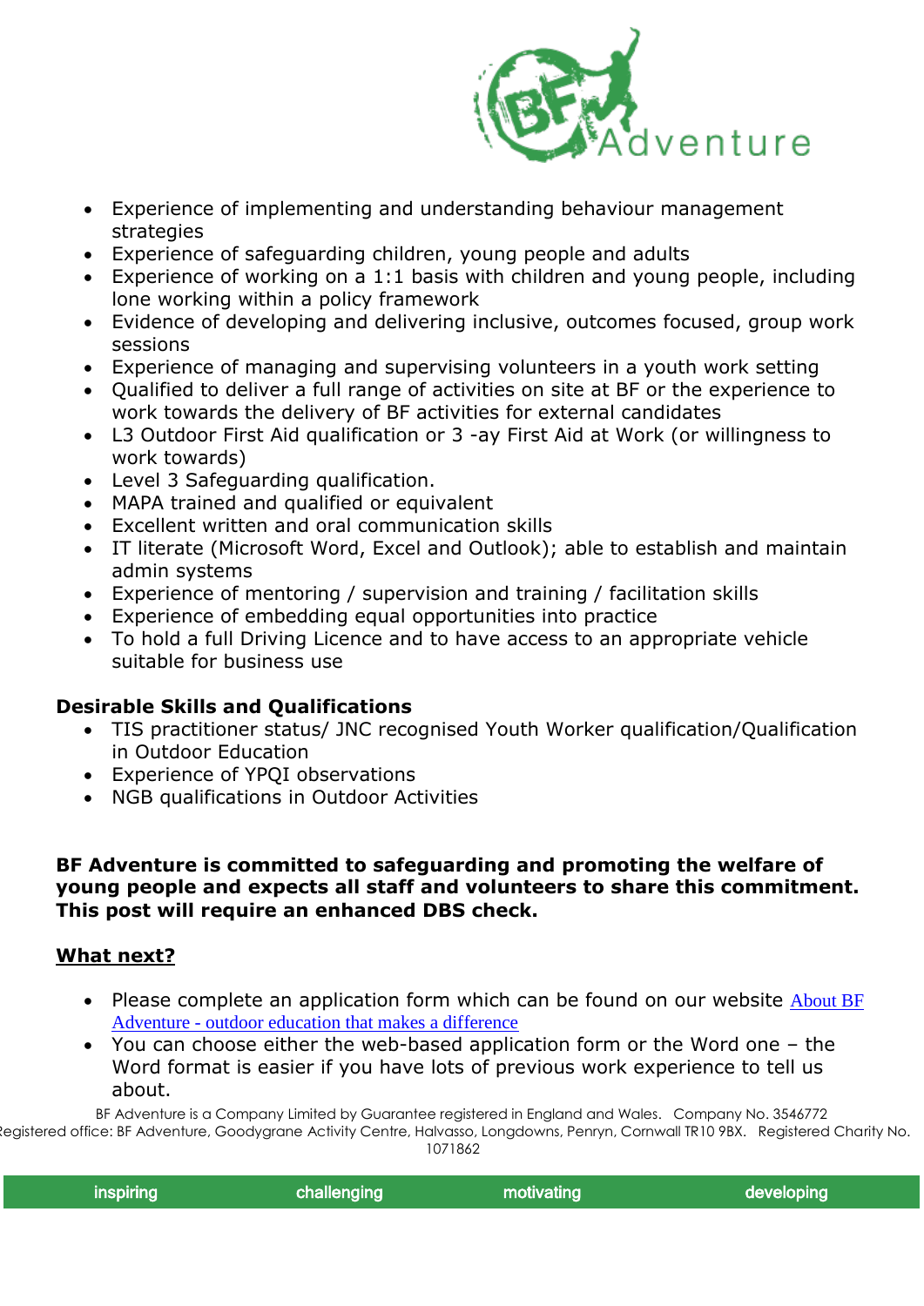- Experience of implementing and understanding behaviour management strategies
- Experience of safeguarding children, young people and adults
- Experience of working on a 1:1 basis with children and young people, including lone working within a policy framework
- Evidence of developing and delivering inclusive, outcomes focused, group work sessions
- Experience of managing and supervising volunteers in a youth work setting
- Qualified to deliver a full range of activities on site at BF or the experience to work towards the delivery of BF activities for external candidates
- L3 Outdoor First Aid qualification or 3 -ay First Aid at Work (or willingness to work towards)
- Level 3 Safeguarding qualification.
- MAPA trained and qualified or equivalent
- Excellent written and oral communication skills
- IT literate (Microsoft Word, Excel and Outlook); able to establish and maintain admin systems
- Experience of mentoring / supervision and training / facilitation skills
- Experience of embedding equal opportunities into practice
- To hold a full Driving Licence and to have access to an appropriate vehicle suitable for business use

**Desirable Skills and Qualifications**

- TIS practitioner status/ JNC recognised Youth Worker qualification/Qualification in Outdoor Education
- Experience of YPQI observations
- NGB qualifications in Outdoor Activities

**BF Adventure is committed to safeguarding and promoting the welfare of young people and expects all staff and volunteers to share this commitment. This post will require an enhanced DBS check.**

**What next?**

- Please complete an application form which can be found on our website [About BF Adventure - outdoor education that makes a difference]
- You can choose either the web-based application form or the Word one – the Word format is easier if you have lots of previous work experience to tell us about.

BF Adventure is a Company Limited by Guarantee registered in England and Wales. Company No. 3546772
Registered office: BF Adventure, Goodygrane Activity Centre, Halvasso, Longdowns, Penryn, Cornwall TR10 9BX. Registered Charity No. 1071862

inspiring challenging motivating developing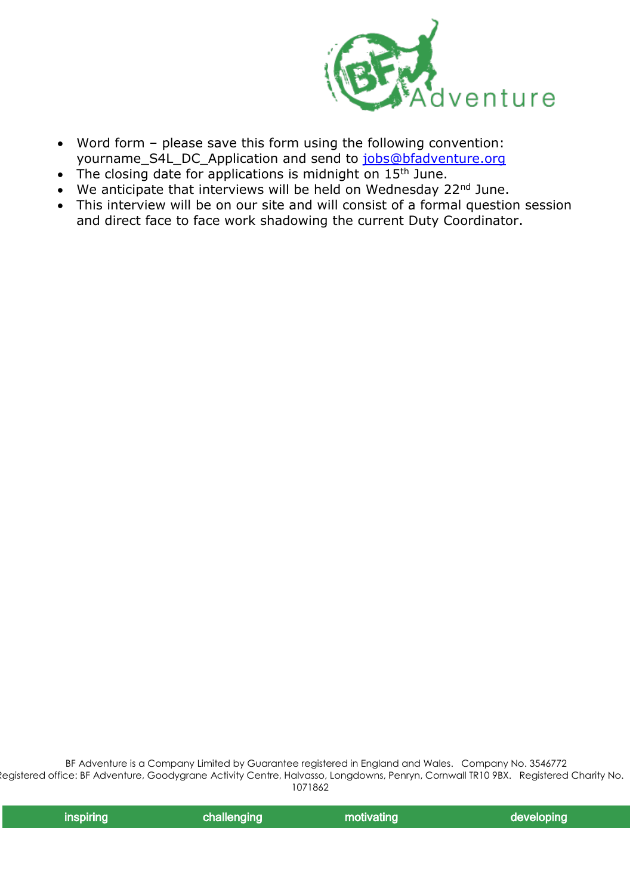- Word form – please save this form using the following convention: yourname_S4L_DC_Application and send to jobs@bfadventure.org
- The closing date for applications is midnight on 15th June.
- We anticipate that interviews will be held on Wednesday 22nd June.
- This interview will be on our site and will consist of a formal question session and direct face to face work shadowing the current Duty Coordinator.

BF Adventure is a Company Limited by Guarantee registered in England and Wales. Company No. 3546772
Registered office: BF Adventure, Goodygrane Activity Centre, Halvasso, Longdowns, Penryn, Cornwall TR10 9BX. Registered Charity No. 1071862

inspiring challenging motivating developing